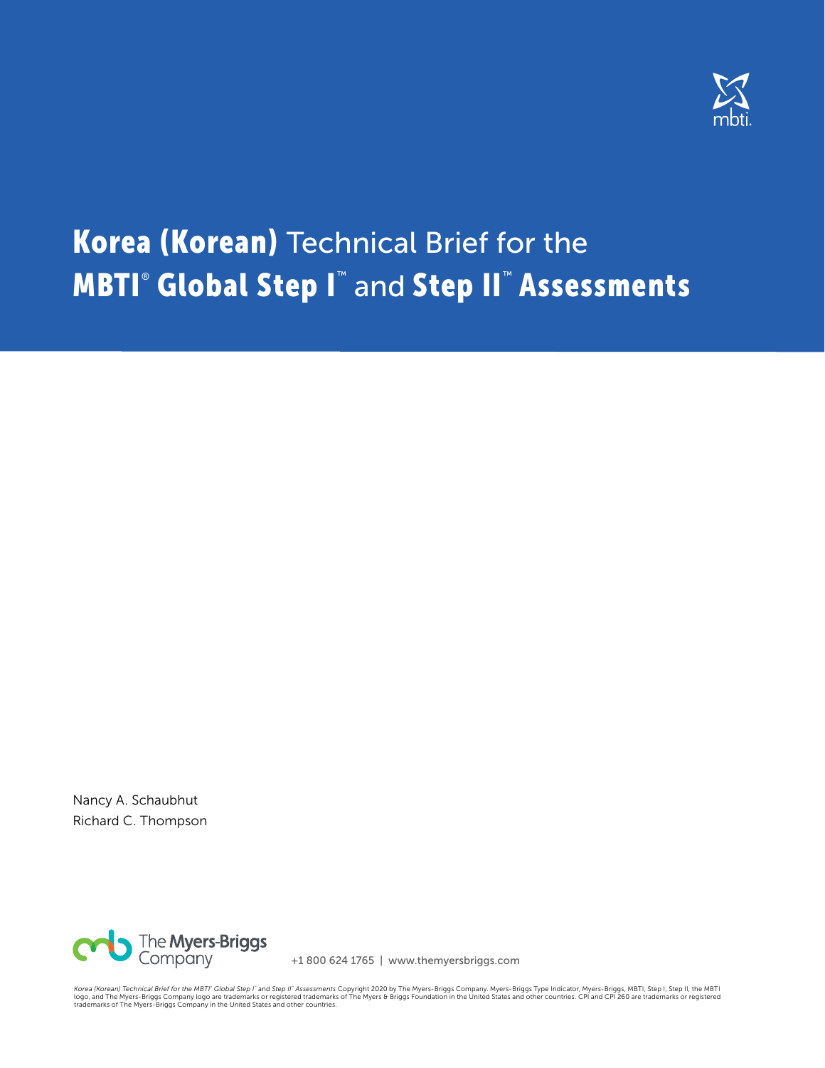# Korea (Korean) Technical Brief for the MBTI® Global Step I™ and Step II™ Assessments

Nancy A. Schaubhut
Richard C. Thompson

The Myers-Briggs Company

+1 800 624 1765 | www.themyersbriggs.com

*Korea (Korean) Technical Brief for the MBTI® Global Step I™ and Step II™ Assessments* Copyright 2020 by The Myers-Briggs Company. Myers-Briggs Type Indicator, Myers-Briggs, MBTI, Step I, Step II, the MBTI logo, and The Myers-Briggs Company logo are trademarks or registered trademarks of The Myers & Briggs Foundation in the United States and other countries. CPI and CPI 260 are trademarks or registered trademarks of The Myers-Briggs Company in the United States and other countries.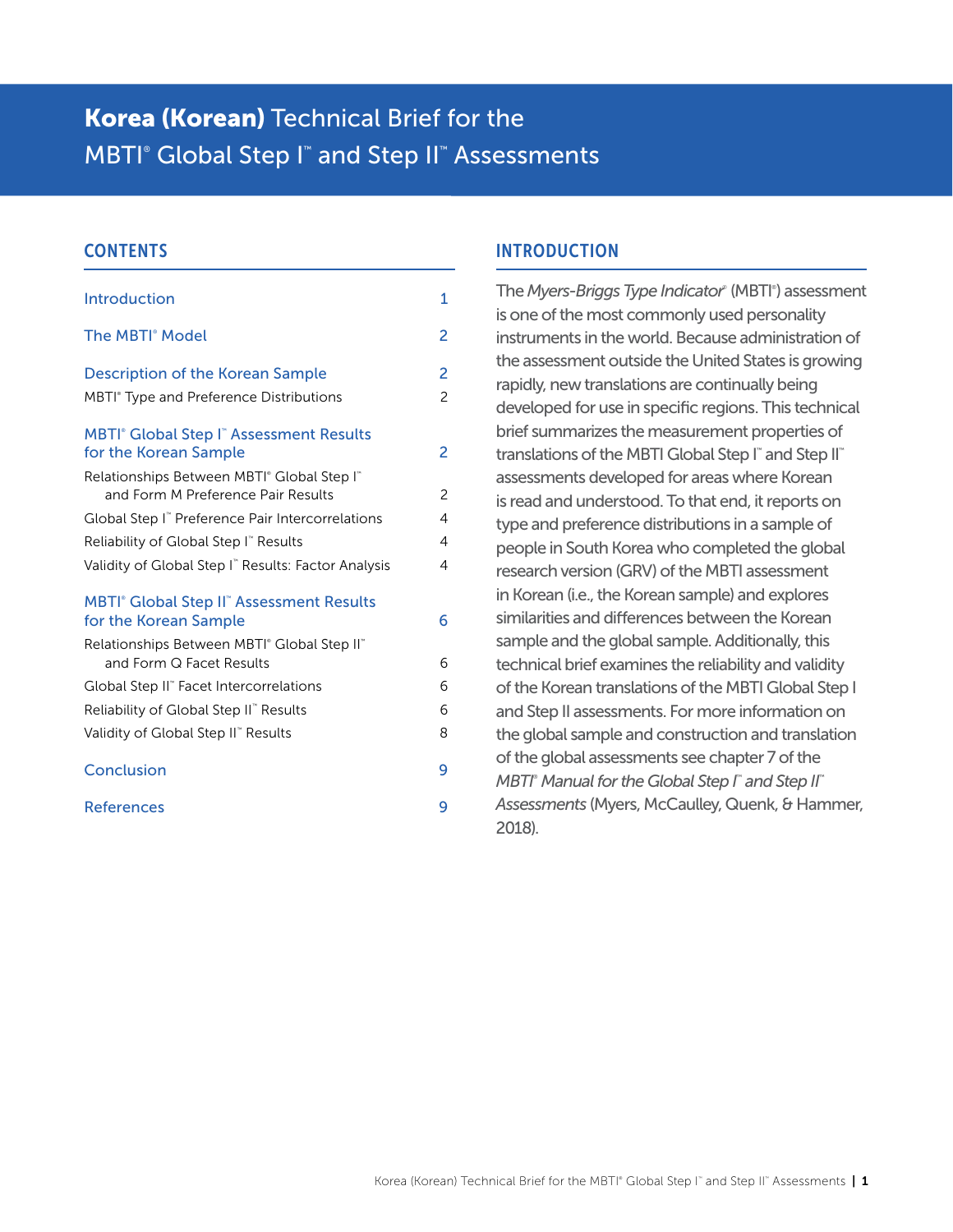# **Korea (Korean)** Technical Brief for the MBTI® Global Step I™ and Step II™ Assessments

## CONTENTS

| | |
|---|---|
| Introduction | 1 |
| The MBTI® Model | 2 |
| Description of the Korean Sample | 2 |
| MBTI® Type and Preference Distributions | 2 |
| MBTI® Global Step I™ Assessment Results for the Korean Sample | 2 |
| Relationships Between MBTI® Global Step I™ and Form M Preference Pair Results | 2 |
| Global Step I™ Preference Pair Intercorrelations | 4 |
| Reliability of Global Step I™ Results | 4 |
| Validity of Global Step I™ Results: Factor Analysis | 4 |
| MBTI® Global Step II™ Assessment Results for the Korean Sample | 6 |
| Relationships Between MBTI® Global Step II™ and Form Q Facet Results | 6 |
| Global Step II™ Facet Intercorrelations | 6 |
| Reliability of Global Step II™ Results | 6 |
| Validity of Global Step II™ Results | 8 |
| Conclusion | 9 |
| References | 9 |

## INTRODUCTION

The *Myers-Briggs Type Indicator*® (MBTI®) assessment is one of the most commonly used personality instruments in the world. Because administration of the assessment outside the United States is growing rapidly, new translations are continually being developed for use in specific regions. This technical brief summarizes the measurement properties of translations of the MBTI Global Step I™ and Step II™ assessments developed for areas where Korean is read and understood. To that end, it reports on type and preference distributions in a sample of people in South Korea who completed the global research version (GRV) of the MBTI assessment in Korean (i.e., the Korean sample) and explores similarities and differences between the Korean sample and the global sample. Additionally, this technical brief examines the reliability and validity of the Korean translations of the MBTI Global Step I and Step II assessments. For more information on the global sample and construction and translation of the global assessments see chapter 7 of the *MBTI® Manual for the Global Step I™ and Step II™ Assessments* (Myers, McCaulley, Quenk, & Hammer, 2018).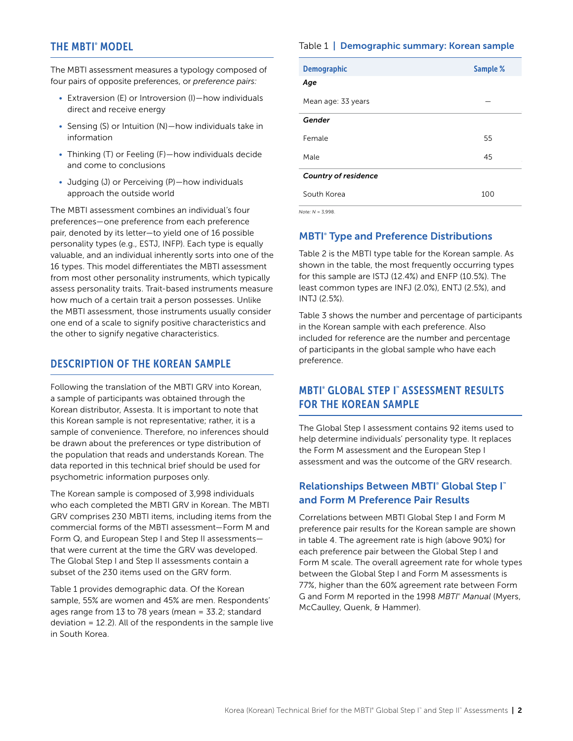## THE MBTI® MODEL

The MBTI assessment measures a typology composed of four pairs of opposite preferences, or *preference pairs:*

- Extraversion (E) or Introversion (I)—how individuals direct and receive energy
- Sensing (S) or Intuition (N)—how individuals take in information
- Thinking (T) or Feeling (F)—how individuals decide and come to conclusions
- Judging (J) or Perceiving (P)—how individuals approach the outside world

The MBTI assessment combines an individual's four preferences—one preference from each preference pair, denoted by its letter—to yield one of 16 possible personality types (e.g., ESTJ, INFP). Each type is equally valuable, and an individual inherently sorts into one of the 16 types. This model differentiates the MBTI assessment from most other personality instruments, which typically assess personality traits. Trait-based instruments measure how much of a certain trait a person possesses. Unlike the MBTI assessment, those instruments usually consider one end of a scale to signify positive characteristics and the other to signify negative characteristics.

## DESCRIPTION OF THE KOREAN SAMPLE

Following the translation of the MBTI GRV into Korean, a sample of participants was obtained through the Korean distributor, Assesta. It is important to note that this Korean sample is not representative; rather, it is a sample of convenience. Therefore, no inferences should be drawn about the preferences or type distribution of the population that reads and understands Korean. The data reported in this technical brief should be used for psychometric information purposes only.

The Korean sample is composed of 3,998 individuals who each completed the MBTI GRV in Korean. The MBTI GRV comprises 230 MBTI items, including items from the commercial forms of the MBTI assessment—Form M and Form Q, and European Step I and Step II assessments—that were current at the time the GRV was developed. The Global Step I and Step II assessments contain a subset of the 230 items used on the GRV form.

Table 1 provides demographic data. Of the Korean sample, 55% are women and 45% are men. Respondents' ages range from 13 to 78 years (mean = 33.2; standard deviation = 12.2). All of the respondents in the sample live in South Korea.

Table 1 | **Demographic summary: Korean sample**

| Demographic | Sample % |
|---|---|
| ***Age*** | |
| Mean age: 33 years | — |
| ***Gender*** | |
| Female | 55 |
| Male | 45 |
| ***Country of residence*** | |
| South Korea | 100 |

*Note: N* = 3,998.

### MBTI® Type and Preference Distributions

Table 2 is the MBTI type table for the Korean sample. As shown in the table, the most frequently occurring types for this sample are ISTJ (12.4%) and ENFP (10.5%). The least common types are INFJ (2.0%), ENTJ (2.5%), and INTJ (2.5%).

Table 3 shows the number and percentage of participants in the Korean sample with each preference. Also included for reference are the number and percentage of participants in the global sample who have each preference.

## MBTI® GLOBAL STEP I™ ASSESSMENT RESULTS FOR THE KOREAN SAMPLE

The Global Step I assessment contains 92 items used to help determine individuals' personality type. It replaces the Form M assessment and the European Step I assessment and was the outcome of the GRV research.

### Relationships Between MBTI® Global Step I™ and Form M Preference Pair Results

Correlations between MBTI Global Step I and Form M preference pair results for the Korean sample are shown in table 4. The agreement rate is high (above 90%) for each preference pair between the Global Step I and Form M scale. The overall agreement rate for whole types between the Global Step I and Form M assessments is 77%, higher than the 60% agreement rate between Form G and Form M reported in the 1998 *MBTI® Manual* (Myers, McCaulley, Quenk, & Hammer).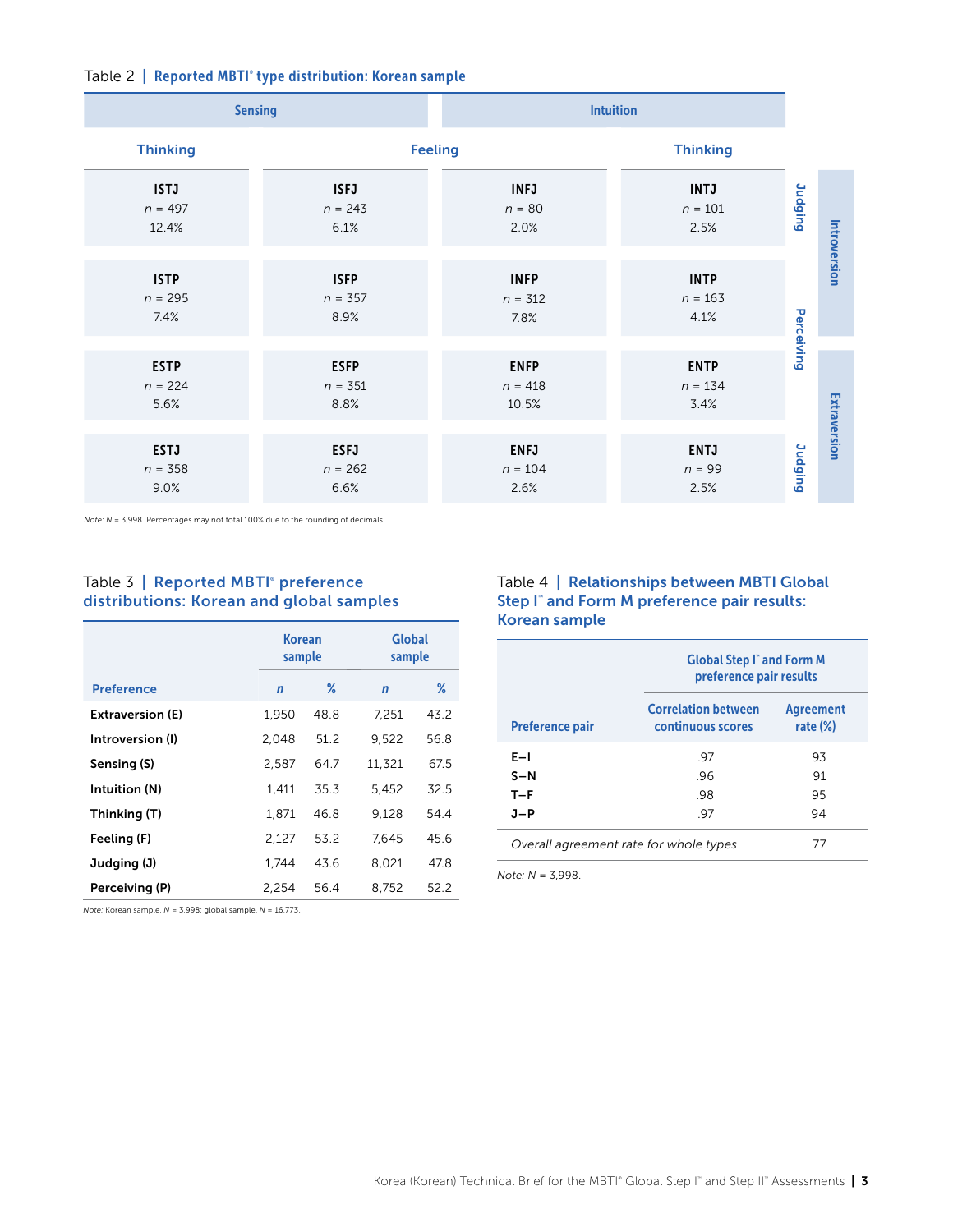Table 2 | **Reported MBTI® type distribution: Korean sample**

| | Sensing | | Intuition | | |
|---|---|---|---|---|---|
| | Thinking | Feeling | Feeling | Thinking | |
| Introversion / Judging | ISTJ<br>*n* = 497<br>12.4% | ISFJ<br>*n* = 243<br>6.1% | INFJ<br>*n* = 80<br>2.0% | INTJ<br>*n* = 101<br>2.5% | Judging |
| Introversion / Perceiving | ISTP<br>*n* = 295<br>7.4% | ISFP<br>*n* = 357<br>8.9% | INFP<br>*n* = 312<br>7.8% | INTP<br>*n* = 163<br>4.1% | Perceiving |
| Extraversion / Perceiving | ESTP<br>*n* = 224<br>5.6% | ESFP<br>*n* = 351<br>8.8% | ENFP<br>*n* = 418<br>10.5% | ENTP<br>*n* = 134<br>3.4% | Perceiving |
| Extraversion / Judging | ESTJ<br>*n* = 358<br>9.0% | ESFJ<br>*n* = 262<br>6.6% | ENFJ<br>*n* = 104<br>2.6% | ENTJ<br>*n* = 99<br>2.5% | Judging |

*Note: N* = 3,998. Percentages may not total 100% due to the rounding of decimals.

Table 3 | **Reported MBTI® preference distributions: Korean and global samples**

| | Korean sample | | Global sample | |
|---|---|---|---|---|
| **Preference** | ***n*** | **%** | ***n*** | **%** |
| **Extraversion (E)** | 1,950 | 48.8 | 7,251 | 43.2 |
| **Introversion (I)** | 2,048 | 51.2 | 9,522 | 56.8 |
| **Sensing (S)** | 2,587 | 64.7 | 11,321 | 67.5 |
| **Intuition (N)** | 1,411 | 35.3 | 5,452 | 32.5 |
| **Thinking (T)** | 1,871 | 46.8 | 9,128 | 54.4 |
| **Feeling (F)** | 2,127 | 53.2 | 7,645 | 45.6 |
| **Judging (J)** | 1,744 | 43.6 | 8,021 | 47.8 |
| **Perceiving (P)** | 2,254 | 56.4 | 8,752 | 52.2 |

*Note:* Korean sample, *N* = 3,998; global sample, *N* = 16,773.

Table 4 | **Relationships between MBTI Global Step I™ and Form M preference pair results: Korean sample**

| | Global Step I™ and Form M preference pair results | |
|---|---|---|
| **Preference pair** | **Correlation between continuous scores** | **Agreement rate (%)** |
| **E–I** | .97 | 93 |
| **S–N** | .96 | 91 |
| **T–F** | .98 | 95 |
| **J–P** | .97 | 94 |
| *Overall agreement rate for whole types* | | 77 |

*Note: N* = 3,998.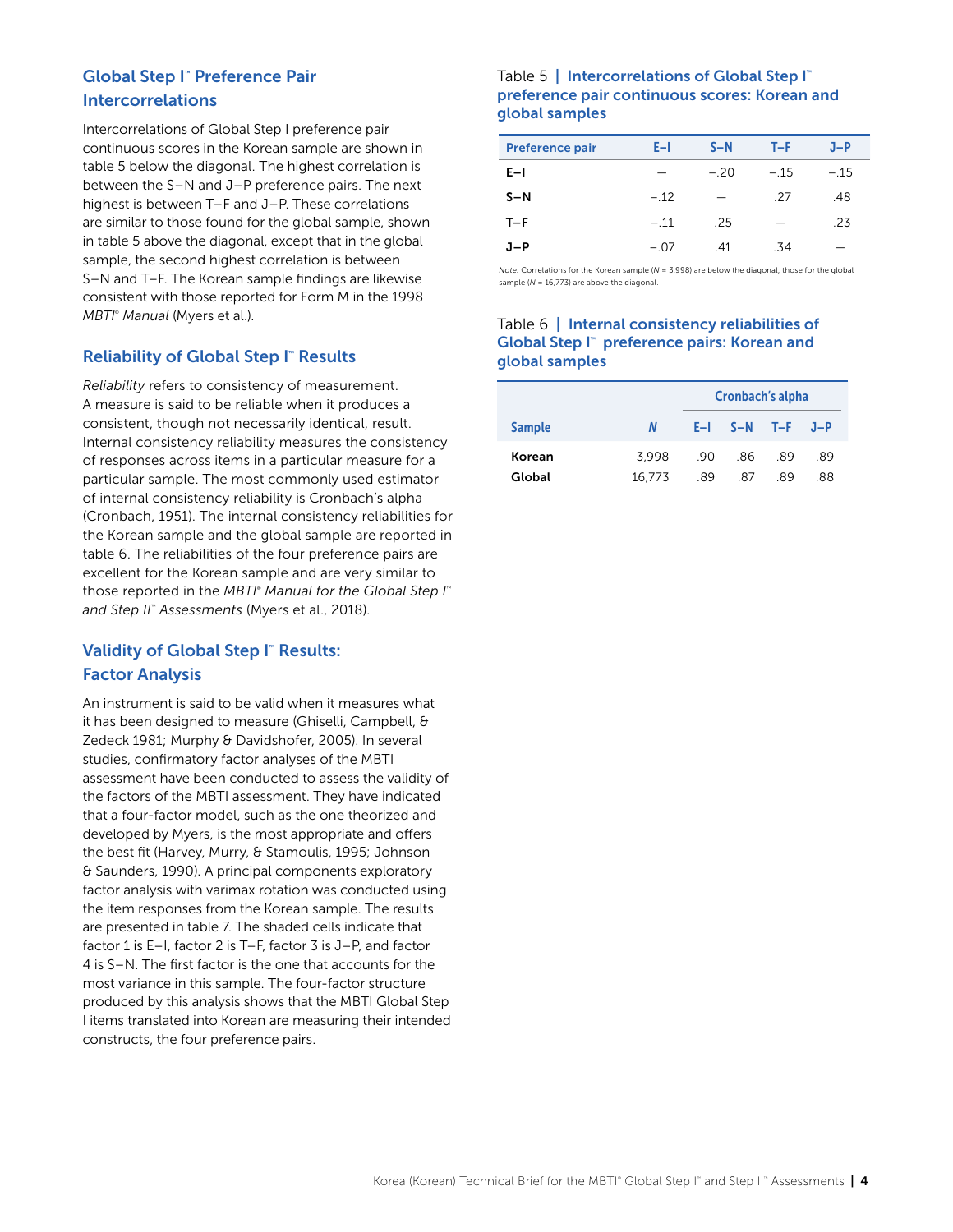## Global Step I™ Preference Pair Intercorrelations

Intercorrelations of Global Step I preference pair continuous scores in the Korean sample are shown in table 5 below the diagonal. The highest correlation is between the S–N and J–P preference pairs. The next highest is between T–F and J–P. These correlations are similar to those found for the global sample, shown in table 5 above the diagonal, except that in the global sample, the second highest correlation is between S–N and T–F. The Korean sample findings are likewise consistent with those reported for Form M in the 1998 *MBTI® Manual* (Myers et al.).

## Reliability of Global Step I™ Results

*Reliability* refers to consistency of measurement. A measure is said to be reliable when it produces a consistent, though not necessarily identical, result. Internal consistency reliability measures the consistency of responses across items in a particular measure for a particular sample. The most commonly used estimator of internal consistency reliability is Cronbach's alpha (Cronbach, 1951). The internal consistency reliabilities for the Korean sample and the global sample are reported in table 6. The reliabilities of the four preference pairs are excellent for the Korean sample and are very similar to those reported in the *MBTI® Manual for the Global Step I™ and Step II™ Assessments* (Myers et al., 2018).

## Validity of Global Step I™ Results: Factor Analysis

An instrument is said to be valid when it measures what it has been designed to measure (Ghiselli, Campbell, & Zedeck 1981; Murphy & Davidshofer, 2005). In several studies, confirmatory factor analyses of the MBTI assessment have been conducted to assess the validity of the factors of the MBTI assessment. They have indicated that a four-factor model, such as the one theorized and developed by Myers, is the most appropriate and offers the best fit (Harvey, Murry, & Stamoulis, 1995; Johnson & Saunders, 1990). A principal components exploratory factor analysis with varimax rotation was conducted using the item responses from the Korean sample. The results are presented in table 7. The shaded cells indicate that factor 1 is E–I, factor 2 is T–F, factor 3 is J–P, and factor 4 is S–N. The first factor is the one that accounts for the most variance in this sample. The four-factor structure produced by this analysis shows that the MBTI Global Step I items translated into Korean are measuring their intended constructs, the four preference pairs.

Table 5 | **Intercorrelations of Global Step I™ preference pair continuous scores: Korean and global samples**

| Preference pair | E–I | S–N | T–F | J–P |
|---|---|---|---|---|
| **E–I** | — | −.20 | −.15 | −.15 |
| **S–N** | −.12 | — | .27 | .48 |
| **T–F** | −.11 | .25 | — | .23 |
| **J–P** | −.07 | .41 | .34 | — |

*Note:* Correlations for the Korean sample (*N* = 3,998) are below the diagonal; those for the global sample (*N* = 16,773) are above the diagonal.

Table 6 | **Internal consistency reliabilities of Global Step I™ preference pairs: Korean and global samples**

| | | Cronbach's alpha | | | |
|---|---|---|---|---|---|
| **Sample** | ***N*** | **E–I** | **S–N** | **T–F** | **J–P** |
| **Korean** | 3,998 | .90 | .86 | .89 | .89 |
| **Global** | 16,773 | .89 | .87 | .89 | .88 |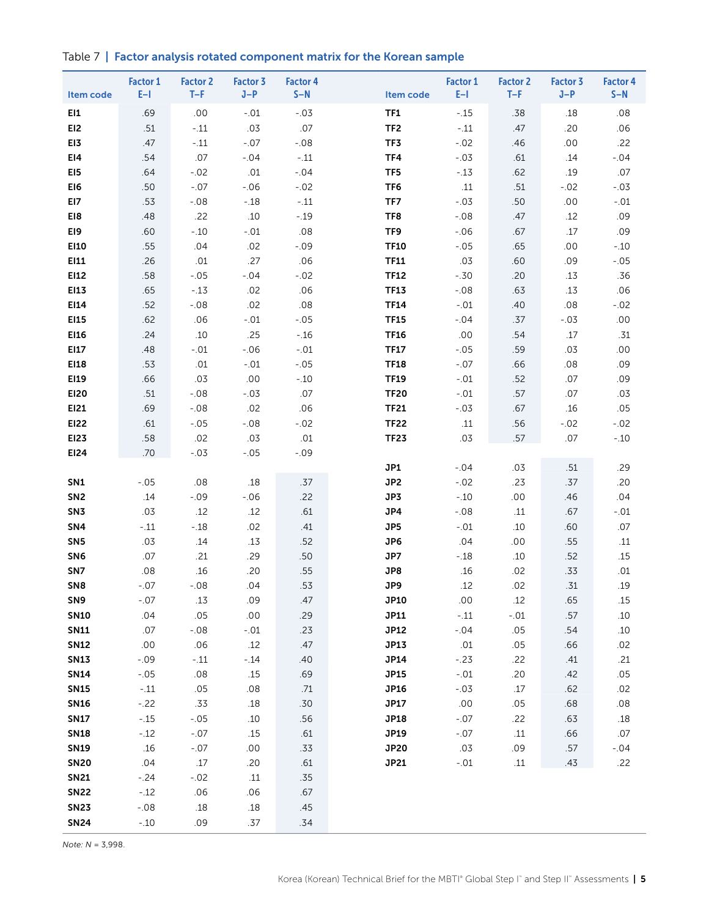Table 7 | **Factor analysis rotated component matrix for the Korean sample**

| Item code | Factor 1 E–I | Factor 2 T–F | Factor 3 J–P | Factor 4 S–N | Item code | Factor 1 E–I | Factor 2 T–F | Factor 3 J–P | Factor 4 S–N |
|---|---|---|---|---|---|---|---|---|---|
| **EI1** | .69 | .00 | -.01 | -.03 | **TF1** | -.15 | .38 | .18 | .08 |
| **EI2** | .51 | -.11 | .03 | .07 | **TF2** | -.11 | .47 | .20 | .06 |
| **EI3** | .47 | -.11 | -.07 | -.08 | **TF3** | -.02 | .46 | .00 | .22 |
| **EI4** | .54 | .07 | -.04 | -.11 | **TF4** | -.03 | .61 | .14 | -.04 |
| **EI5** | .64 | -.02 | .01 | -.04 | **TF5** | -.13 | .62 | .19 | .07 |
| **EI6** | .50 | -.07 | -.06 | -.02 | **TF6** | .11 | .51 | -.02 | -.03 |
| **EI7** | .53 | -.08 | -.18 | -.11 | **TF7** | -.03 | .50 | .00 | -.01 |
| **EI8** | .48 | .22 | .10 | -.19 | **TF8** | -.08 | .47 | .12 | .09 |
| **EI9** | .60 | -.10 | -.01 | .08 | **TF9** | -.06 | .67 | .17 | .09 |
| **EI10** | .55 | .04 | .02 | -.09 | **TF10** | -.05 | .65 | .00 | -.10 |
| **EI11** | .26 | .01 | .27 | .06 | **TF11** | .03 | .60 | .09 | -.05 |
| **EI12** | .58 | -.05 | -.04 | -.02 | **TF12** | -.30 | .20 | .13 | .36 |
| **EI13** | .65 | -.13 | .02 | .06 | **TF13** | -.08 | .63 | .13 | .06 |
| **EI14** | .52 | -.08 | .02 | .08 | **TF14** | -.01 | .40 | .08 | -.02 |
| **EI15** | .62 | .06 | -.01 | -.05 | **TF15** | -.04 | .37 | -.03 | .00 |
| **EI16** | .24 | .10 | .25 | -.16 | **TF16** | .00 | .54 | .17 | .31 |
| **EI17** | .48 | -.01 | -.06 | -.01 | **TF17** | -.05 | .59 | .03 | .00 |
| **EI18** | .53 | .01 | -.01 | -.05 | **TF18** | -.07 | .66 | .08 | .09 |
| **EI19** | .66 | .03 | .00 | -.10 | **TF19** | -.01 | .52 | .07 | .09 |
| **EI20** | .51 | -.08 | -.03 | .07 | **TF20** | -.01 | .57 | .07 | .03 |
| **EI21** | .69 | -.08 | .02 | .06 | **TF21** | -.03 | .67 | .16 | .05 |
| **EI22** | .61 | -.05 | -.08 | -.02 | **TF22** | .11 | .56 | -.02 | -.02 |
| **EI23** | .58 | .02 | .03 | .01 | **TF23** | .03 | .57 | .07 | -.10 |
| **EI24** | .70 | -.03 | -.05 | -.09 | | | | | |
| | | | | | **JP1** | -.04 | .03 | .51 | .29 |
| **SN1** | -.05 | .08 | .18 | .37 | **JP2** | -.02 | .23 | .37 | .20 |
| **SN2** | .14 | -.09 | -.06 | .22 | **JP3** | -.10 | .00 | .46 | .04 |
| **SN3** | .03 | .12 | .12 | .61 | **JP4** | -.08 | .11 | .67 | -.01 |
| **SN4** | -.11 | -.18 | .02 | .41 | **JP5** | -.01 | .10 | .60 | .07 |
| **SN5** | .03 | .14 | .13 | .52 | **JP6** | .04 | .00 | .55 | .11 |
| **SN6** | .07 | .21 | .29 | .50 | **JP7** | -.18 | .10 | .52 | .15 |
| **SN7** | .08 | .16 | .20 | .55 | **JP8** | .16 | .02 | .33 | .01 |
| **SN8** | -.07 | -.08 | .04 | .53 | **JP9** | .12 | .02 | .31 | .19 |
| **SN9** | -.07 | .13 | .09 | .47 | **JP10** | .00 | .12 | .65 | .15 |
| **SN10** | .04 | .05 | .00 | .29 | **JP11** | -.11 | -.01 | .57 | .10 |
| **SN11** | .07 | -.08 | -.01 | .23 | **JP12** | -.04 | .05 | .54 | .10 |
| **SN12** | .00 | .06 | .12 | .47 | **JP13** | .01 | .05 | .66 | .02 |
| **SN13** | -.09 | -.11 | -.14 | .40 | **JP14** | -.23 | .22 | .41 | .21 |
| **SN14** | -.05 | .08 | .15 | .69 | **JP15** | -.01 | .20 | .42 | .05 |
| **SN15** | -.11 | .05 | .08 | .71 | **JP16** | -.03 | .17 | .62 | .02 |
| **SN16** | -.22 | .33 | .18 | .30 | **JP17** | .00 | .05 | .68 | .08 |
| **SN17** | -.15 | -.05 | .10 | .56 | **JP18** | -.07 | .22 | .63 | .18 |
| **SN18** | -.12 | -.07 | .15 | .61 | **JP19** | -.07 | .11 | .66 | .07 |
| **SN19** | .16 | -.07 | .00 | .33 | **JP20** | .03 | .09 | .57 | -.04 |
| **SN20** | .04 | .17 | .20 | .61 | **JP21** | -.01 | .11 | .43 | .22 |
| **SN21** | -.24 | -.02 | .11 | .35 | | | | | |
| **SN22** | -.12 | .06 | .06 | .67 | | | | | |
| **SN23** | -.08 | .18 | .18 | .45 | | | | | |
| **SN24** | -.10 | .09 | .37 | .34 | | | | | |

*Note:* $N$ = 3,998.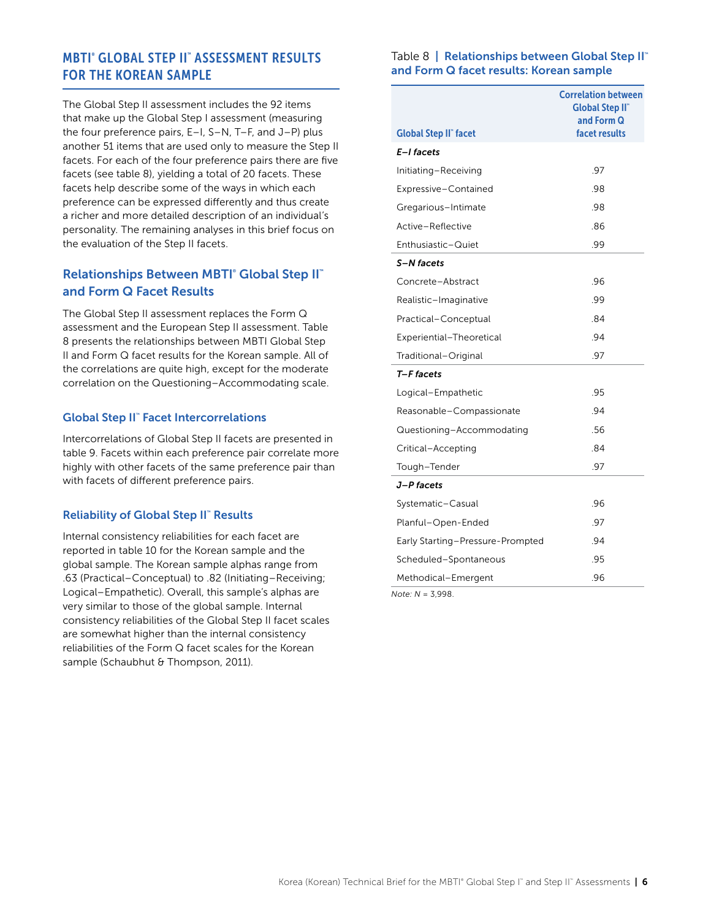## MBTI® GLOBAL STEP II™ ASSESSMENT RESULTS FOR THE KOREAN SAMPLE

The Global Step II assessment includes the 92 items that make up the Global Step I assessment (measuring the four preference pairs, E–I, S–N, T–F, and J–P) plus another 51 items that are used only to measure the Step II facets. For each of the four preference pairs there are five facets (see table 8), yielding a total of 20 facets. These facets help describe some of the ways in which each preference can be expressed differently and thus create a richer and more detailed description of an individual's personality. The remaining analyses in this brief focus on the evaluation of the Step II facets.

### Relationships Between MBTI® Global Step II™ and Form Q Facet Results

The Global Step II assessment replaces the Form Q assessment and the European Step II assessment. Table 8 presents the relationships between MBTI Global Step II and Form Q facet results for the Korean sample. All of the correlations are quite high, except for the moderate correlation on the Questioning–Accommodating scale.

### Global Step II™ Facet Intercorrelations

Intercorrelations of Global Step II facets are presented in table 9. Facets within each preference pair correlate more highly with other facets of the same preference pair than with facets of different preference pairs.

### Reliability of Global Step II™ Results

Internal consistency reliabilities for each facet are reported in table 10 for the Korean sample and the global sample. The Korean sample alphas range from .63 (Practical–Conceptual) to .82 (Initiating–Receiving; Logical–Empathetic). Overall, this sample's alphas are very similar to those of the global sample. Internal consistency reliabilities of the Global Step II facet scales are somewhat higher than the internal consistency reliabilities of the Form Q facet scales for the Korean sample (Schaubhut & Thompson, 2011).

Table 8 | **Relationships between Global Step II™ and Form Q facet results: Korean sample**

| Global Step II™ facet | Correlation between Global Step II™ and Form Q facet results |
|---|---|
| ***E–I facets*** | |
| Initiating–Receiving | .97 |
| Expressive–Contained | .98 |
| Gregarious–Intimate | .98 |
| Active–Reflective | .86 |
| Enthusiastic–Quiet | .99 |
| ***S–N facets*** | |
| Concrete–Abstract | .96 |
| Realistic–Imaginative | .99 |
| Practical–Conceptual | .84 |
| Experiential–Theoretical | .94 |
| Traditional–Original | .97 |
| ***T–F facets*** | |
| Logical–Empathetic | .95 |
| Reasonable–Compassionate | .94 |
| Questioning–Accommodating | .56 |
| Critical–Accepting | .84 |
| Tough–Tender | .97 |
| ***J–P facets*** | |
| Systematic–Casual | .96 |
| Planful–Open-Ended | .97 |
| Early Starting–Pressure-Prompted | .94 |
| Scheduled–Spontaneous | .95 |
| Methodical–Emergent | .96 |

*Note: N* = 3,998.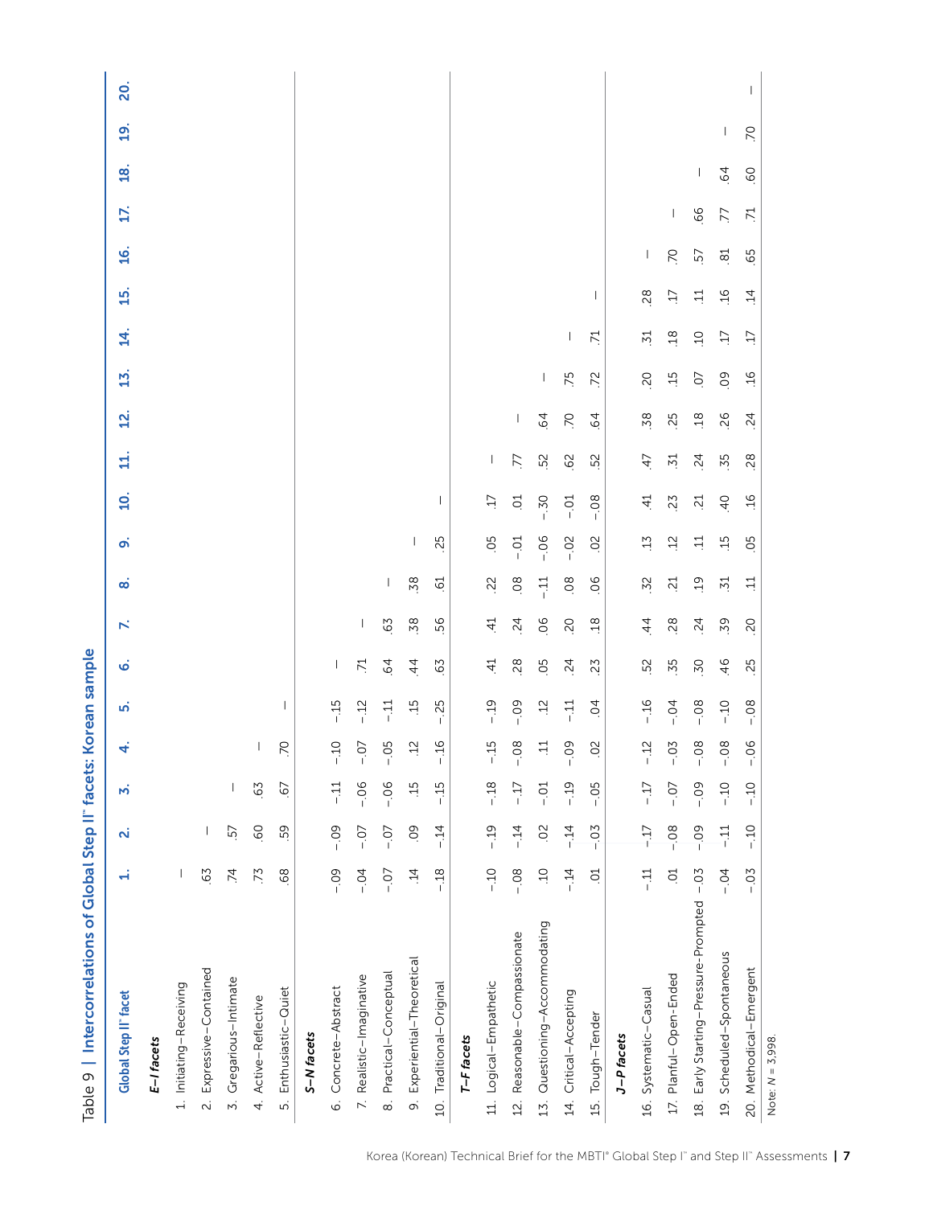## Table 9 | Intercorrelations of Global Step II™ facets: Korean sample

| Global Step II™ facet | 1. | 2. | 3. | 4. | 5. | 6. | 7. | 8. | 9. | 10. | 11. | 12. | 13. | 14. | 15. | 16. | 17. | 18. | 19. | 20. |
|---|---|---|---|---|---|---|---|---|---|---|---|---|---|---|---|---|---|---|---|---|
| ***E–I facets*** | | | | | | | | | | | | | | | | | | | | |
| 1. Initiating–Receiving | — | | | | | | | | | | | | | | | | | | | |
| 2. Expressive–Contained | .63 | — | | | | | | | | | | | | | | | | | | |
| 3. Gregarious–Intimate | .74 | .57 | — | | | | | | | | | | | | | | | | | |
| 4. Active–Reflective | .73 | .60 | .63 | — | | | | | | | | | | | | | | | | |
| 5. Enthusiastic–Quiet | .68 | .59 | .67 | .70 | — | | | | | | | | | | | | | | | |
| ***S–N facets*** | | | | | | | | | | | | | | | | | | | | |
| 6. Concrete–Abstract | -.09 | -.09 | -.11 | -.10 | -.15 | — | | | | | | | | | | | | | | |
| 7. Realistic–Imaginative | -.04 | -.07 | -.06 | -.07 | -.12 | .71 | — | | | | | | | | | | | | | |
| 8. Practical–Conceptual | -.07 | -.07 | -.06 | -.05 | -.11 | .64 | .63 | — | | | | | | | | | | | | |
| 9. Experiential–Theoretical | .14 | .09 | .15 | .12 | .15 | .44 | .38 | .38 | — | | | | | | | | | | | |
| 10. Traditional–Original | -.18 | -.14 | -.15 | -.16 | -.25 | .63 | .56 | .61 | .25 | — | | | | | | | | | | |
| ***T–F facets*** | | | | | | | | | | | | | | | | | | | | |
| 11. Logical–Empathetic | -.10 | -.19 | -.18 | -.15 | -.19 | .41 | .41 | .22 | .05 | .17 | — | | | | | | | | | |
| 12. Reasonable–Compassionate | -.08 | -.14 | -.17 | -.08 | -.09 | .28 | .24 | .08 | -.01 | .01 | .77 | — | | | | | | | | |
| 13. Questioning–Accommodating | .10 | .02 | -.01 | .11 | .12 | .05 | .06 | -.11 | -.06 | -.30 | .52 | .64 | — | | | | | | | |
| 14. Critical–Accepting | -.14 | -.14 | -.19 | -.09 | -.11 | .24 | .20 | .08 | -.02 | -.01 | .62 | .70 | .75 | — | | | | | | |
| 15. Tough–Tender | .01 | -.03 | -.05 | .02 | .04 | .23 | .18 | .06 | .02 | -.08 | .52 | .64 | .72 | .71 | — | | | | | |
| ***J–P facets*** | | | | | | | | | | | | | | | | | | | | |
| 16. Systematic–Casual | -.11 | -.17 | -.17 | -.12 | -.16 | .52 | .44 | .32 | .13 | .41 | .47 | .38 | .20 | .31 | .28 | — | | | | |
| 17. Planful–Open-Ended | .01 | -.08 | -.07 | -.03 | -.04 | .35 | .28 | .21 | .12 | .23 | .31 | .25 | .15 | .18 | .17 | .70 | — | | | |
| 18. Early Starting–Pressure-Prompted | -.03 | -.09 | -.09 | -.08 | -.08 | .30 | .24 | .19 | .11 | .21 | .24 | .18 | .07 | .10 | .11 | .57 | .66 | — | | |
| 19. Scheduled–Spontaneous | -.04 | -.11 | -.10 | -.08 | -.10 | .46 | .39 | .31 | .15 | .40 | .35 | .26 | .09 | .17 | .16 | .81 | .77 | .64 | — | |
| 20. Methodical–Emergent | -.03 | -.10 | -.10 | -.06 | -.08 | .25 | .20 | .11 | .05 | .16 | .28 | .24 | .16 | .17 | .14 | .65 | .71 | .60 | .70 | — |

Note: $N$ = 3,998.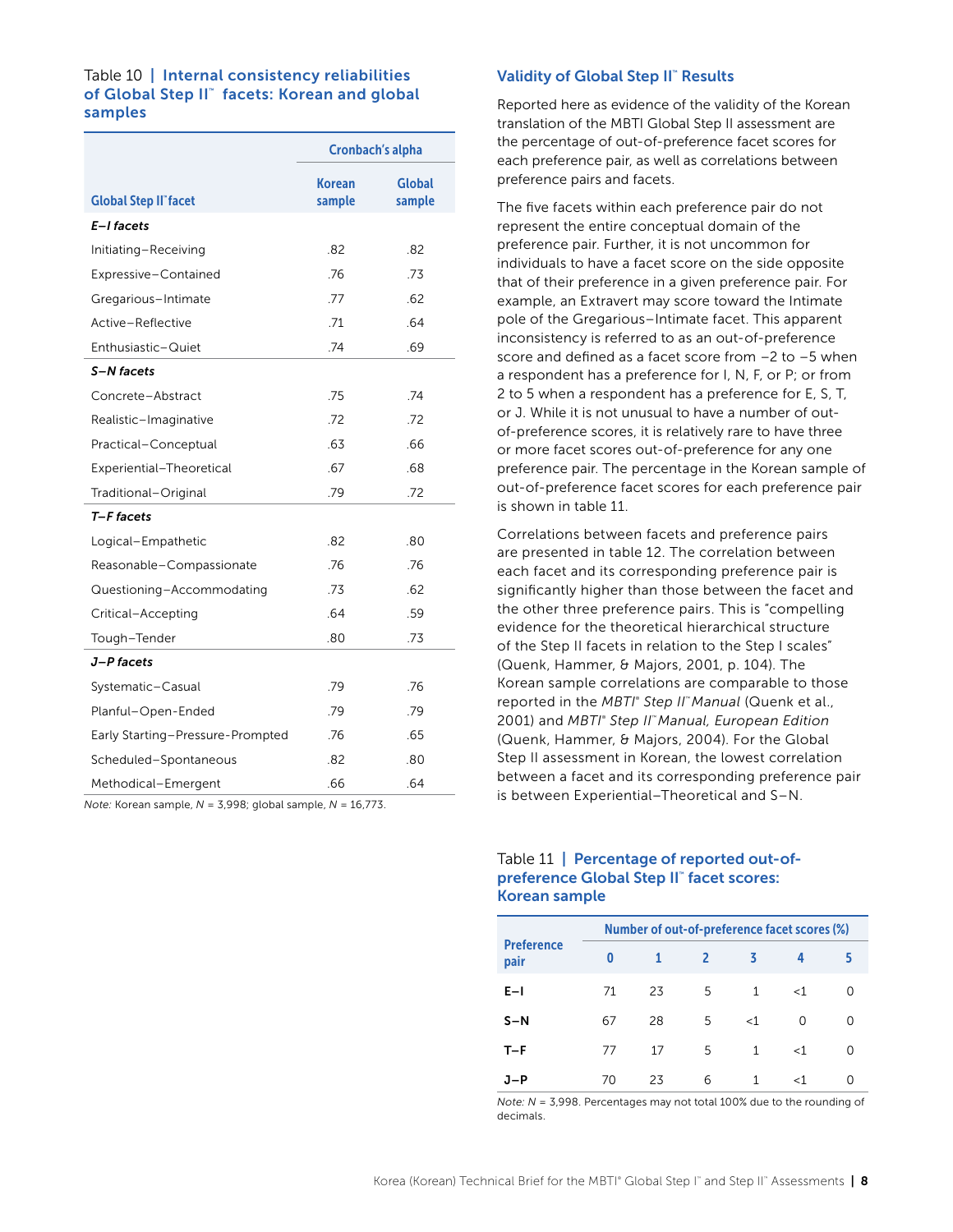Table 10 | **Internal consistency reliabilities of Global Step II™ facets: Korean and global samples**

| Global Step II™ facet | Cronbach's alpha | |
|---|---|---|
| | Korean sample | Global sample |
| ***E–I facets*** | | |
| Initiating–Receiving | .82 | .82 |
| Expressive–Contained | .76 | .73 |
| Gregarious–Intimate | .77 | .62 |
| Active–Reflective | .71 | .64 |
| Enthusiastic–Quiet | .74 | .69 |
| ***S–N facets*** | | |
| Concrete–Abstract | .75 | .74 |
| Realistic–Imaginative | .72 | .72 |
| Practical–Conceptual | .63 | .66 |
| Experiential–Theoretical | .67 | .68 |
| Traditional–Original | .79 | .72 |
| ***T–F facets*** | | |
| Logical–Empathetic | .82 | .80 |
| Reasonable–Compassionate | .76 | .76 |
| Questioning–Accommodating | .73 | .62 |
| Critical–Accepting | .64 | .59 |
| Tough–Tender | .80 | .73 |
| ***J–P facets*** | | |
| Systematic–Casual | .79 | .76 |
| Planful–Open-Ended | .79 | .79 |
| Early Starting–Pressure-Prompted | .76 | .65 |
| Scheduled–Spontaneous | .82 | .80 |
| Methodical–Emergent | .66 | .64 |

*Note:* Korean sample, *N* = 3,998; global sample, *N* = 16,773.

## Validity of Global Step II™ Results

Reported here as evidence of the validity of the Korean translation of the MBTI Global Step II assessment are the percentage of out-of-preference facet scores for each preference pair, as well as correlations between preference pairs and facets.

The five facets within each preference pair do not represent the entire conceptual domain of the preference pair. Further, it is not uncommon for individuals to have a facet score on the side opposite that of their preference in a given preference pair. For example, an Extravert may score toward the Intimate pole of the Gregarious–Intimate facet. This apparent inconsistency is referred to as an out-of-preference score and defined as a facet score from –2 to –5 when a respondent has a preference for I, N, F, or P; or from 2 to 5 when a respondent has a preference for E, S, T, or J. While it is not unusual to have a number of out-of-preference scores, it is relatively rare to have three or more facet scores out-of-preference for any one preference pair. The percentage in the Korean sample of out-of-preference facet scores for each preference pair is shown in table 11.

Correlations between facets and preference pairs are presented in table 12. The correlation between each facet and its corresponding preference pair is significantly higher than those between the facet and the other three preference pairs. This is "compelling evidence for the theoretical hierarchical structure of the Step II facets in relation to the Step I scales" (Quenk, Hammer, & Majors, 2001, p. 104). The Korean sample correlations are comparable to those reported in the *MBTI® Step II™ Manual* (Quenk et al., 2001) and *MBTI® Step II™ Manual, European Edition* (Quenk, Hammer, & Majors, 2004). For the Global Step II assessment in Korean, the lowest correlation between a facet and its corresponding preference pair is between Experiential–Theoretical and S–N.

Table 11 | **Percentage of reported out-of-preference Global Step II™ facet scores: Korean sample**

| Preference pair | Number of out-of-preference facet scores (%) | | | | | |
|---|---|---|---|---|---|---|
| | 0 | 1 | 2 | 3 | 4 | 5 |
| **E–I** | 71 | 23 | 5 | 1 | <1 | 0 |
| **S–N** | 67 | 28 | 5 | <1 | 0 | 0 |
| **T–F** | 77 | 17 | 5 | 1 | <1 | 0 |
| **J–P** | 70 | 23 | 6 | 1 | <1 | 0 |

*Note:* *N* = 3,998. Percentages may not total 100% due to the rounding of decimals.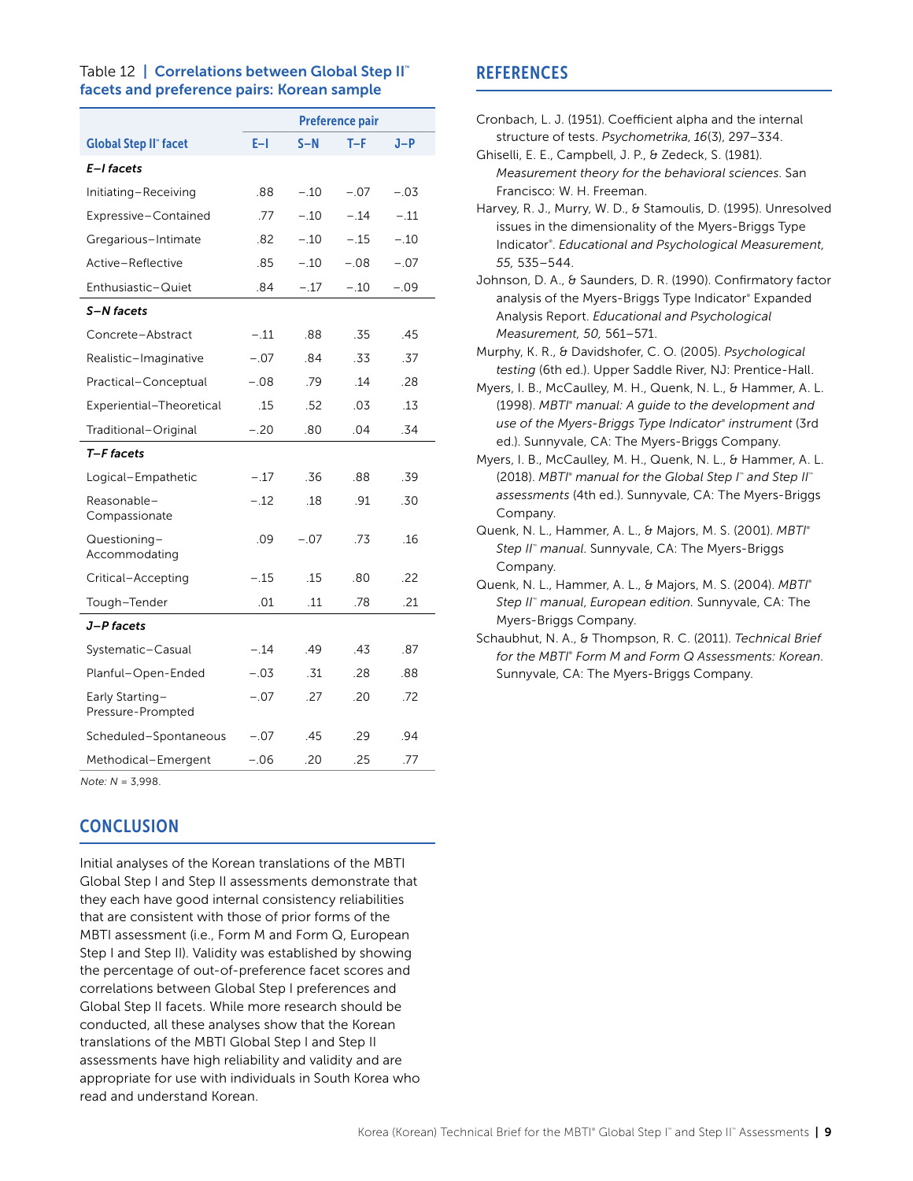Table 12 | **Correlations between Global Step II™ facets and preference pairs: Korean sample**

| Global Step II® facet | Preference pair | | | |
|---|---|---|---|---|
| | E–I | S–N | T–F | J–P |
| ***E–I facets*** | | | | |
| Initiating–Receiving | .88 | –.10 | –.07 | –.03 |
| Expressive–Contained | .77 | –.10 | –.14 | –.11 |
| Gregarious–Intimate | .82 | –.10 | –.15 | –.10 |
| Active–Reflective | .85 | –.10 | –.08 | –.07 |
| Enthusiastic–Quiet | .84 | –.17 | –.10 | –.09 |
| ***S–N facets*** | | | | |
| Concrete–Abstract | –.11 | .88 | .35 | .45 |
| Realistic–Imaginative | –.07 | .84 | .33 | .37 |
| Practical–Conceptual | –.08 | .79 | .14 | .28 |
| Experiential–Theoretical | .15 | .52 | .03 | .13 |
| Traditional–Original | –.20 | .80 | .04 | .34 |
| ***T–F facets*** | | | | |
| Logical–Empathetic | –.17 | .36 | .88 | .39 |
| Reasonable–Compassionate | –.12 | .18 | .91 | .30 |
| Questioning–Accommodating | .09 | –.07 | .73 | .16 |
| Critical–Accepting | –.15 | .15 | .80 | .22 |
| Tough–Tender | .01 | .11 | .78 | .21 |
| ***J–P facets*** | | | | |
| Systematic–Casual | –.14 | .49 | .43 | .87 |
| Planful–Open-Ended | –.03 | .31 | .28 | .88 |
| Early Starting–Pressure-Prompted | –.07 | .27 | .20 | .72 |
| Scheduled–Spontaneous | –.07 | .45 | .29 | .94 |
| Methodical–Emergent | –.06 | .20 | .25 | .77 |

*Note: N* = 3,998.

## CONCLUSION

Initial analyses of the Korean translations of the MBTI Global Step I and Step II assessments demonstrate that they each have good internal consistency reliabilities that are consistent with those of prior forms of the MBTI assessment (i.e., Form M and Form Q, European Step I and Step II). Validity was established by showing the percentage of out-of-preference facet scores and correlations between Global Step I preferences and Global Step II facets. While more research should be conducted, all these analyses show that the Korean translations of the MBTI Global Step I and Step II assessments have high reliability and validity and are appropriate for use with individuals in South Korea who read and understand Korean.

## REFERENCES

Cronbach, L. J. (1951). Coefficient alpha and the internal structure of tests. *Psychometrika*, *16*(3), 297–334.

Ghiselli, E. E., Campbell, J. P., & Zedeck, S. (1981). *Measurement theory for the behavioral sciences*. San Francisco: W. H. Freeman.

Harvey, R. J., Murry, W. D., & Stamoulis, D. (1995). Unresolved issues in the dimensionality of the Myers-Briggs Type Indicator®. *Educational and Psychological Measurement, 55,* 535–544.

Johnson, D. A., & Saunders, D. R. (1990). Confirmatory factor analysis of the Myers-Briggs Type Indicator® Expanded Analysis Report. *Educational and Psychological Measurement, 50,* 561–571.

Murphy, K. R., & Davidshofer, C. O. (2005). *Psychological testing* (6th ed.). Upper Saddle River, NJ: Prentice-Hall.

Myers, I. B., McCaulley, M. H., Quenk, N. L., & Hammer, A. L. (1998). *MBTI® manual: A guide to the development and use of the Myers-Briggs Type Indicator® instrument* (3rd ed.). Sunnyvale, CA: The Myers-Briggs Company.

Myers, I. B., McCaulley, M. H., Quenk, N. L., & Hammer, A. L. (2018). *MBTI® manual for the Global Step I™ and Step II™ assessments* (4th ed.). Sunnyvale, CA: The Myers-Briggs Company.

Quenk, N. L., Hammer, A. L., & Majors, M. S. (2001). *MBTI® Step II™ manual*. Sunnyvale, CA: The Myers-Briggs Company.

Quenk, N. L., Hammer, A. L., & Majors, M. S. (2004). *MBTI® Step II™ manual, European edition*. Sunnyvale, CA: The Myers-Briggs Company.

Schaubhut, N. A., & Thompson, R. C. (2011). *Technical Brief for the MBTI® Form M and Form Q Assessments: Korean*. Sunnyvale, CA: The Myers-Briggs Company.